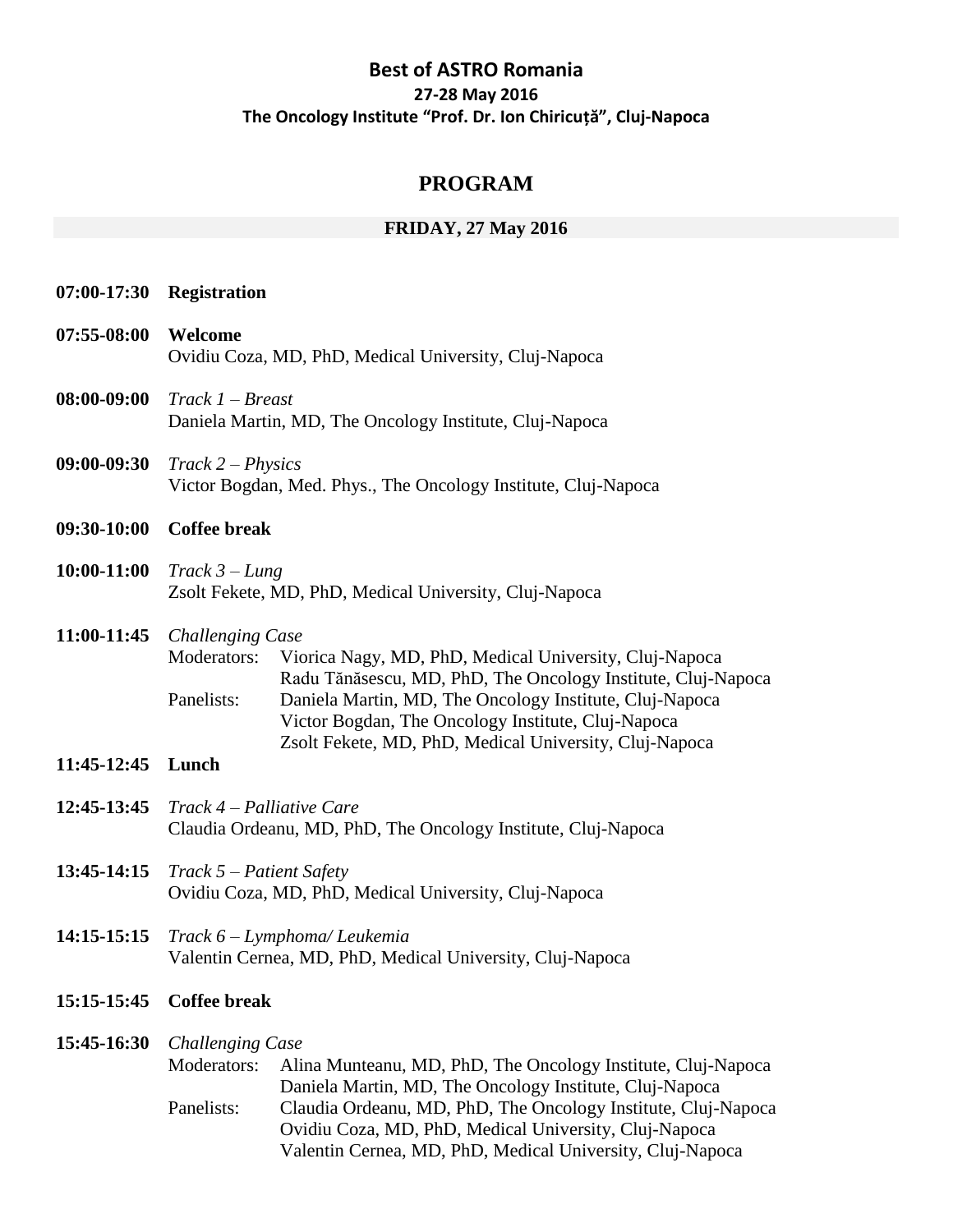# Best of ASTRO Romania

**27-28 May 2016**

**The Oncology Institute "Prof. Dr. Ion Chiricuță", Cluj-Napoca**

## PROGRAM

### FRIDAY, 27 May 2016

**07:00-17:30** **Registration**

**07:55-08:00** **Welcome**
Ovidiu Coza, MD, PhD, Medical University, Cluj-Napoca

**08:00-09:00** *Track 1 – Breast*
Daniela Martin, MD, The Oncology Institute, Cluj-Napoca

**09:00-09:30** *Track 2 – Physics*
Victor Bogdan, Med. Phys., The Oncology Institute, Cluj-Napoca

**09:30-10:00** **Coffee break**

**10:00-11:00** *Track 3 – Lung*
Zsolt Fekete, MD, PhD, Medical University, Cluj-Napoca

**11:00-11:45** *Challenging Case*
Moderators: Viorica Nagy, MD, PhD, Medical University, Cluj-Napoca
Radu Tănăsescu, MD, PhD, The Oncology Institute, Cluj-Napoca
Panelists: Daniela Martin, MD, The Oncology Institute, Cluj-Napoca
Victor Bogdan, The Oncology Institute, Cluj-Napoca
Zsolt Fekete, MD, PhD, Medical University, Cluj-Napoca

**11:45-12:45** **Lunch**

**12:45-13:45** *Track 4 – Palliative Care*
Claudia Ordeanu, MD, PhD, The Oncology Institute, Cluj-Napoca

**13:45-14:15** *Track 5 – Patient Safety*
Ovidiu Coza, MD, PhD, Medical University, Cluj-Napoca

**14:15-15:15** *Track 6 – Lymphoma/ Leukemia*
Valentin Cernea, MD, PhD, Medical University, Cluj-Napoca

**15:15-15:45** **Coffee break**

**15:45-16:30** *Challenging Case*
Moderators: Alina Munteanu, MD, PhD, The Oncology Institute, Cluj-Napoca
Daniela Martin, MD, The Oncology Institute, Cluj-Napoca
Panelists: Claudia Ordeanu, MD, PhD, The Oncology Institute, Cluj-Napoca
Ovidiu Coza, MD, PhD, Medical University, Cluj-Napoca
Valentin Cernea, MD, PhD, Medical University, Cluj-Napoca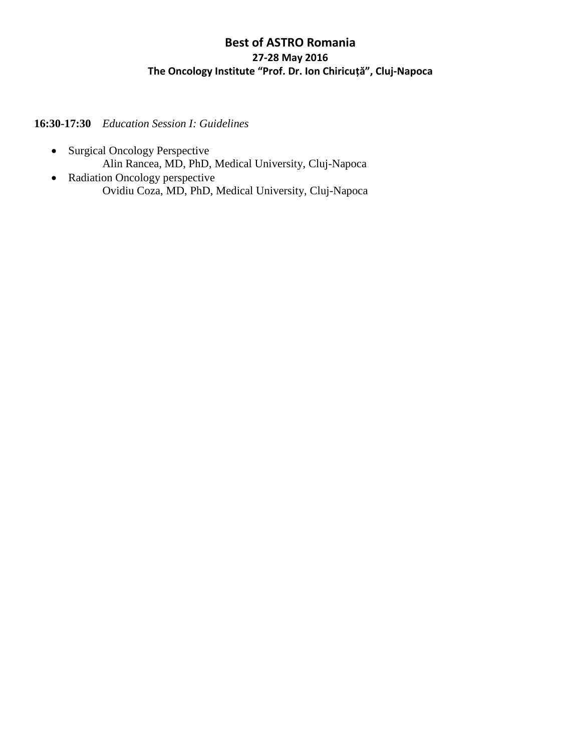**16:30-17:30** *Education Session I: Guidelines*

- Surgical Oncology Perspective
  Alin Rancea, MD, PhD, Medical University, Cluj-Napoca
- Radiation Oncology perspective
  Ovidiu Coza, MD, PhD, Medical University, Cluj-Napoca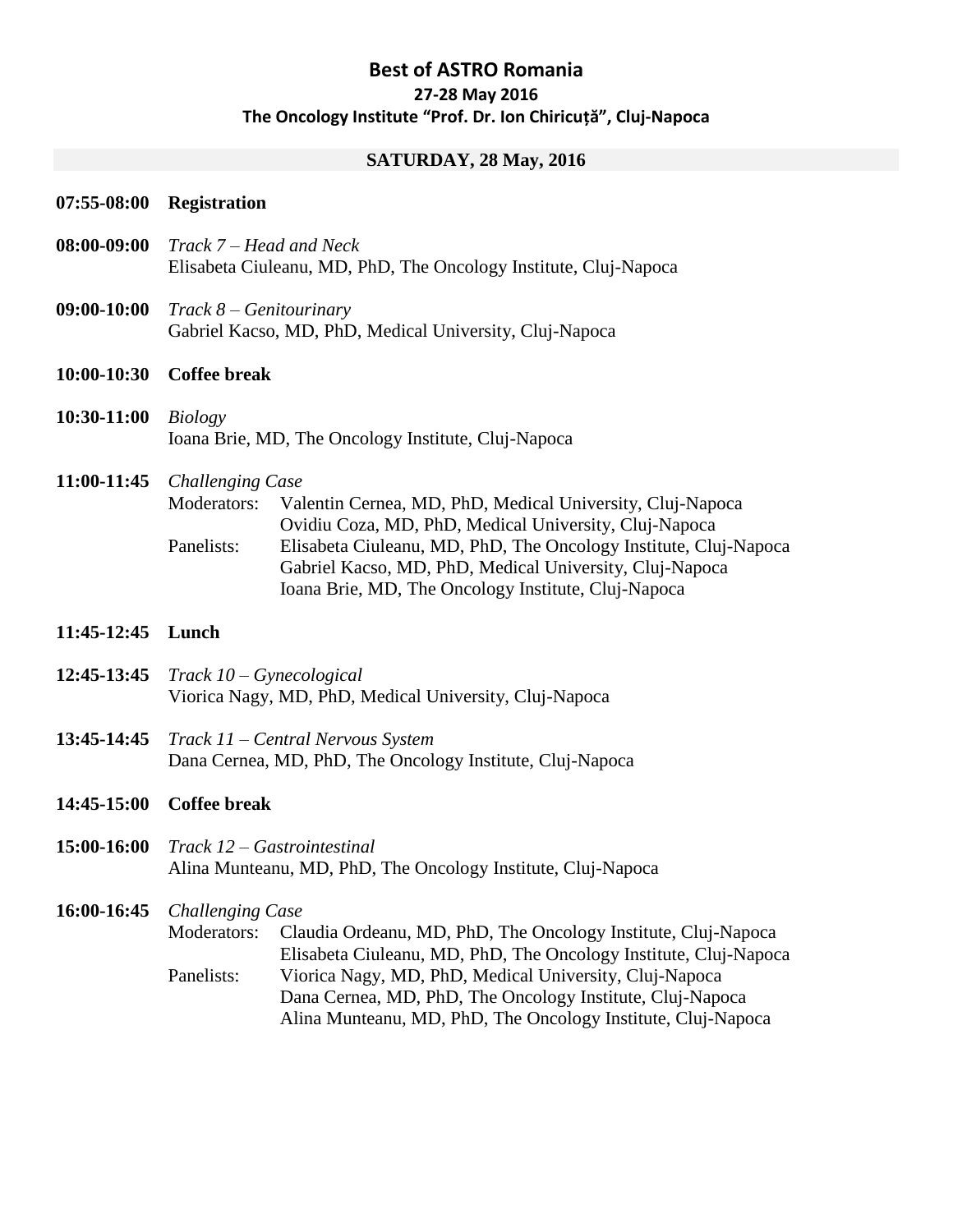# Best of ASTRO Romania

### 27-28 May 2016

### The Oncology Institute "Prof. Dr. Ion Chiricuță", Cluj-Napoca

## SATURDAY, 28 May, 2016

**07:55-08:00** **Registration**

**08:00-09:00** *Track 7 – Head and Neck*
Elisabeta Ciuleanu, MD, PhD, The Oncology Institute, Cluj-Napoca

**09:00-10:00** *Track 8 – Genitourinary*
Gabriel Kacso, MD, PhD, Medical University, Cluj-Napoca

**10:00-10:30** **Coffee break**

**10:30-11:00** *Biology*
Ioana Brie, MD, The Oncology Institute, Cluj-Napoca

**11:00-11:45** *Challenging Case*
Moderators: Valentin Cernea, MD, PhD, Medical University, Cluj-Napoca
Ovidiu Coza, MD, PhD, Medical University, Cluj-Napoca
Panelists: Elisabeta Ciuleanu, MD, PhD, The Oncology Institute, Cluj-Napoca
Gabriel Kacso, MD, PhD, Medical University, Cluj-Napoca
Ioana Brie, MD, The Oncology Institute, Cluj-Napoca

**11:45-12:45** **Lunch**

**12:45-13:45** *Track 10 – Gynecological*
Viorica Nagy, MD, PhD, Medical University, Cluj-Napoca

**13:45-14:45** *Track 11 – Central Nervous System*
Dana Cernea, MD, PhD, The Oncology Institute, Cluj-Napoca

**14:45-15:00** **Coffee break**

**15:00-16:00** *Track 12 – Gastrointestinal*
Alina Munteanu, MD, PhD, The Oncology Institute, Cluj-Napoca

**16:00-16:45** *Challenging Case*
Moderators: Claudia Ordeanu, MD, PhD, The Oncology Institute, Cluj-Napoca
Elisabeta Ciuleanu, MD, PhD, The Oncology Institute, Cluj-Napoca
Panelists: Viorica Nagy, MD, PhD, Medical University, Cluj-Napoca
Dana Cernea, MD, PhD, The Oncology Institute, Cluj-Napoca
Alina Munteanu, MD, PhD, The Oncology Institute, Cluj-Napoca